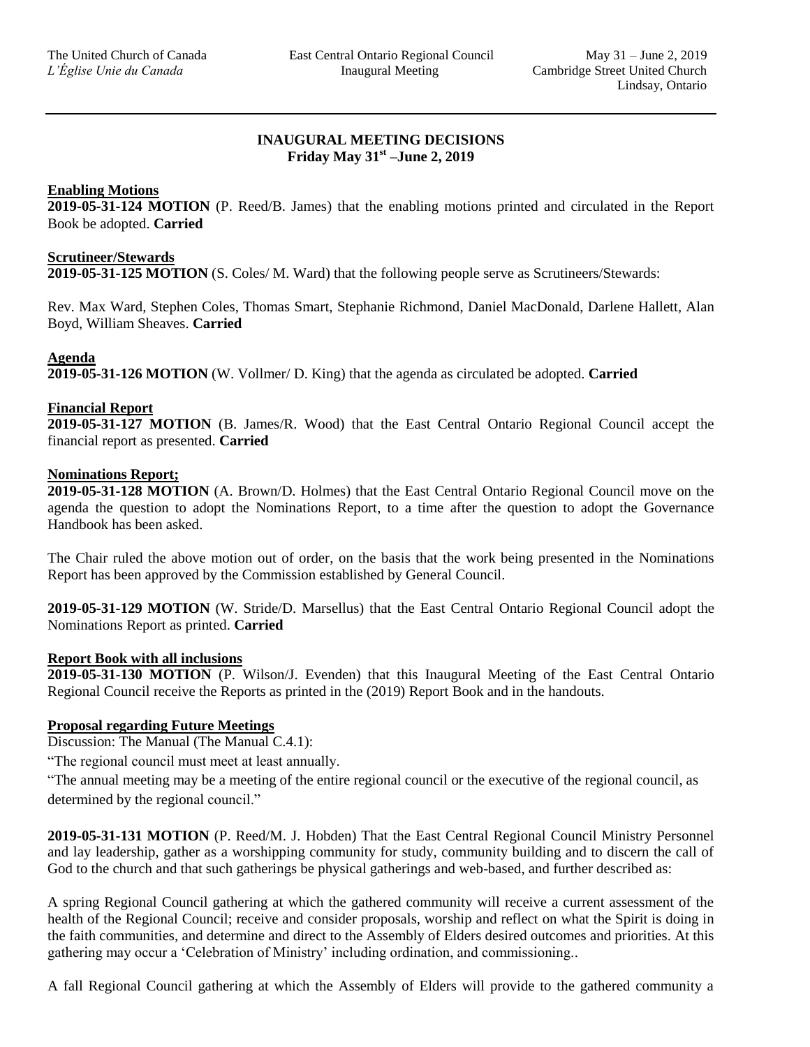The United Church of Canada
*L'Église Unie du Canada*

East Central Ontario Regional Council
Inaugural Meeting

May 31 – June 2, 2019
Cambridge Street United Church
Lindsay, Ontario

# INAUGURAL MEETING DECISIONS
## Friday May 31st –June 2, 2019

**Enabling Motions**

**2019-05-31-124 MOTION** (P. Reed/B. James) that the enabling motions printed and circulated in the Report Book be adopted. **Carried**

**Scrutineer/Stewards**

**2019-05-31-125 MOTION** (S. Coles/ M. Ward) that the following people serve as Scrutineers/Stewards:

Rev. Max Ward, Stephen Coles, Thomas Smart, Stephanie Richmond, Daniel MacDonald, Darlene Hallett, Alan Boyd, William Sheaves. **Carried**

**Agenda**

**2019-05-31-126 MOTION** (W. Vollmer/ D. King) that the agenda as circulated be adopted. **Carried**

**Financial Report**

**2019-05-31-127 MOTION** (B. James/R. Wood) that the East Central Ontario Regional Council accept the financial report as presented. **Carried**

**Nominations Report;**

**2019-05-31-128 MOTION** (A. Brown/D. Holmes) that the East Central Ontario Regional Council move on the agenda the question to adopt the Nominations Report, to a time after the question to adopt the Governance Handbook has been asked.

The Chair ruled the above motion out of order, on the basis that the work being presented in the Nominations Report has been approved by the Commission established by General Council.

**2019-05-31-129 MOTION** (W. Stride/D. Marsellus) that the East Central Ontario Regional Council adopt the Nominations Report as printed. **Carried**

**Report Book with all inclusions**

**2019-05-31-130 MOTION** (P. Wilson/J. Evenden) that this Inaugural Meeting of the East Central Ontario Regional Council receive the Reports as printed in the (2019) Report Book and in the handouts.

**Proposal regarding Future Meetings**

Discussion: The Manual (The Manual C.4.1):

"The regional council must meet at least annually.

"The annual meeting may be a meeting of the entire regional council or the executive of the regional council, as determined by the regional council."

**2019-05-31-131 MOTION** (P. Reed/M. J. Hobden) That the East Central Regional Council Ministry Personnel and lay leadership, gather as a worshipping community for study, community building and to discern the call of God to the church and that such gatherings be physical gatherings and web-based, and further described as:

A spring Regional Council gathering at which the gathered community will receive a current assessment of the health of the Regional Council; receive and consider proposals, worship and reflect on what the Spirit is doing in the faith communities, and determine and direct to the Assembly of Elders desired outcomes and priorities. At this gathering may occur a 'Celebration of Ministry' including ordination, and commissioning..

A fall Regional Council gathering at which the Assembly of Elders will provide to the gathered community a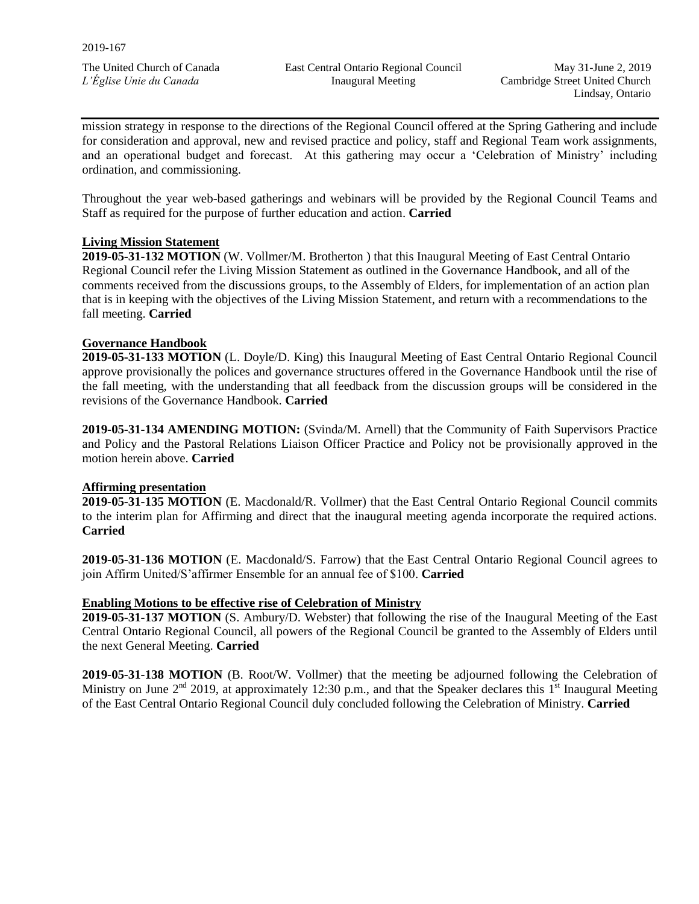mission strategy in response to the directions of the Regional Council offered at the Spring Gathering and include for consideration and approval, new and revised practice and policy, staff and Regional Team work assignments, and an operational budget and forecast. At this gathering may occur a 'Celebration of Ministry' including ordination, and commissioning.

Throughout the year web-based gatherings and webinars will be provided by the Regional Council Teams and Staff as required for the purpose of further education and action. **Carried**

**Living Mission Statement**

**2019-05-31-132 MOTION** (W. Vollmer/M. Brotherton ) that this Inaugural Meeting of East Central Ontario Regional Council refer the Living Mission Statement as outlined in the Governance Handbook, and all of the comments received from the discussions groups, to the Assembly of Elders, for implementation of an action plan that is in keeping with the objectives of the Living Mission Statement, and return with a recommendations to the fall meeting. **Carried**

**Governance Handbook**

**2019-05-31-133 MOTION** (L. Doyle/D. King) this Inaugural Meeting of East Central Ontario Regional Council approve provisionally the polices and governance structures offered in the Governance Handbook until the rise of the fall meeting, with the understanding that all feedback from the discussion groups will be considered in the revisions of the Governance Handbook. **Carried**

**2019-05-31-134 AMENDING MOTION:** (Svinda/M. Arnell) that the Community of Faith Supervisors Practice and Policy and the Pastoral Relations Liaison Officer Practice and Policy not be provisionally approved in the motion herein above. **Carried**

**Affirming presentation**

**2019-05-31-135 MOTION** (E. Macdonald/R. Vollmer) that the East Central Ontario Regional Council commits to the interim plan for Affirming and direct that the inaugural meeting agenda incorporate the required actions. **Carried**

**2019-05-31-136 MOTION** (E. Macdonald/S. Farrow) that the East Central Ontario Regional Council agrees to join Affirm United/S'affirmer Ensemble for an annual fee of $100. **Carried**

**Enabling Motions to be effective rise of Celebration of Ministry**

**2019-05-31-137 MOTION** (S. Ambury/D. Webster) that following the rise of the Inaugural Meeting of the East Central Ontario Regional Council, all powers of the Regional Council be granted to the Assembly of Elders until the next General Meeting. **Carried**

**2019-05-31-138 MOTION** (B. Root/W. Vollmer) that the meeting be adjourned following the Celebration of Ministry on June 2nd 2019, at approximately 12:30 p.m., and that the Speaker declares this 1st Inaugural Meeting of the East Central Ontario Regional Council duly concluded following the Celebration of Ministry. **Carried**